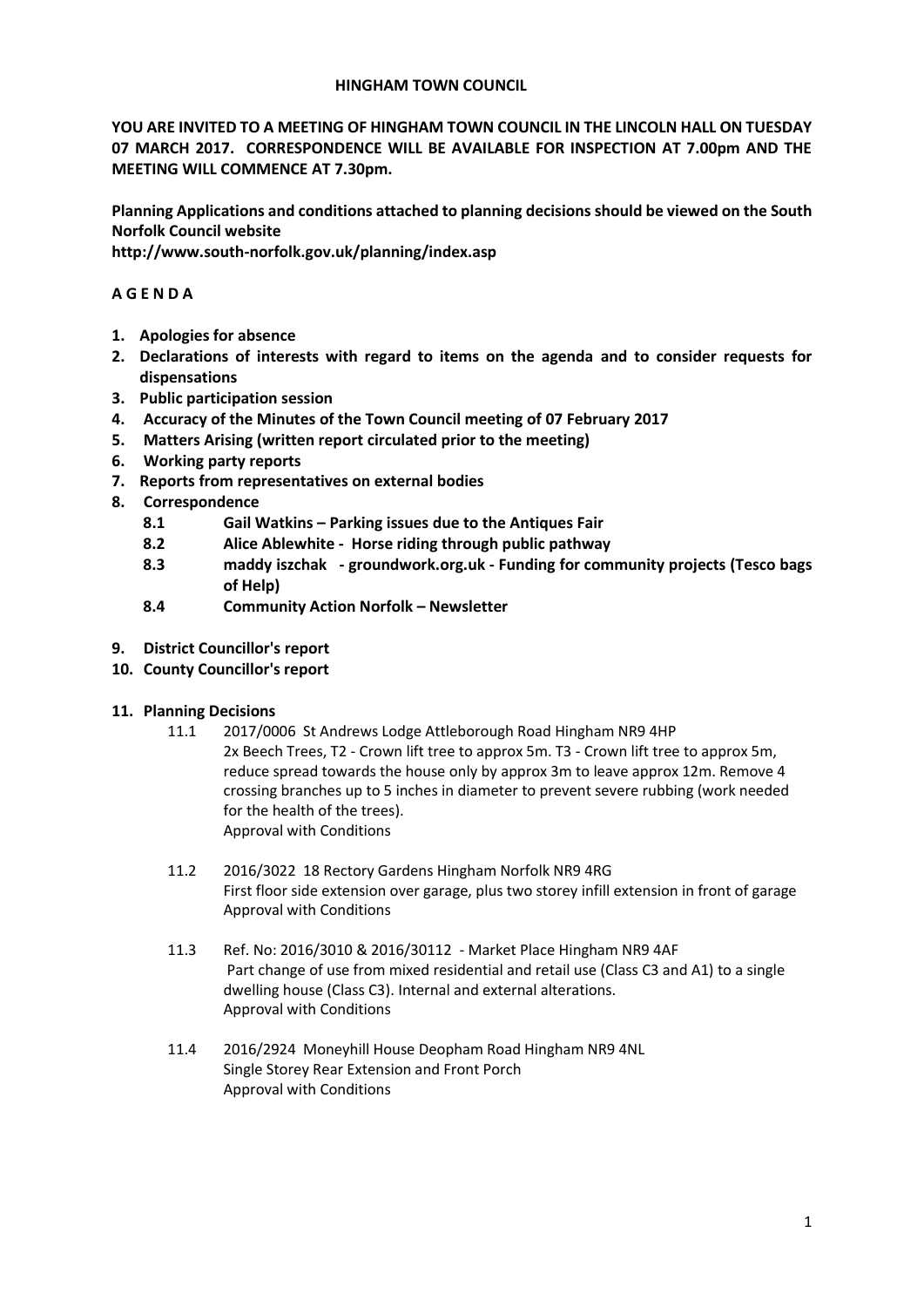**HINGHAM TOWN COUNCIL**

**YOU ARE INVITED TO A MEETING OF HINGHAM TOWN COUNCIL IN THE LINCOLN HALL ON TUESDAY 07 MARCH 2017. CORRESPONDENCE WILL BE AVAILABLE FOR INSPECTION AT 7.00pm AND THE MEETING WILL COMMENCE AT 7.30pm.**

**Planning Applications and conditions attached to planning decisions should be viewed on the South Norfolk Council website**
**http://www.south-norfolk.gov.uk/planning/index.asp**

**A G E N D A**

1. **Apologies for absence**
2. **Declarations of interests with regard to items on the agenda and to consider requests for dispensations**
3. **Public participation session**
4. **Accuracy of the Minutes of the Town Council meeting of 07 February 2017**
5. **Matters Arising (written report circulated prior to the meeting)**
6. **Working party reports**
7. **Reports from representatives on external bodies**
8. **Correspondence**
   - **8.1 Gail Watkins – Parking issues due to the Antiques Fair**
   - **8.2 Alice Ablewhite - Horse riding through public pathway**
   - **8.3 maddy iszchak - groundwork.org.uk - Funding for community projects (Tesco bags of Help)**
   - **8.4 Community Action Norfolk – Newsletter**
9. **District Councillor's report**
10. **County Councillor's report**
11. **Planning Decisions**
    - 11.1 2017/0006 St Andrews Lodge Attleborough Road Hingham NR9 4HP
      2x Beech Trees, T2 - Crown lift tree to approx 5m. T3 - Crown lift tree to approx 5m, reduce spread towards the house only by approx 3m to leave approx 12m. Remove 4 crossing branches up to 5 inches in diameter to prevent severe rubbing (work needed for the health of the trees).
      Approval with Conditions
    - 11.2 2016/3022 18 Rectory Gardens Hingham Norfolk NR9 4RG
      First floor side extension over garage, plus two storey infill extension in front of garage
      Approval with Conditions
    - 11.3 Ref. No: 2016/3010 & 2016/30112 - Market Place Hingham NR9 4AF
      Part change of use from mixed residential and retail use (Class C3 and A1) to a single dwelling house (Class C3). Internal and external alterations.
      Approval with Conditions
    - 11.4 2016/2924 Moneyhill House Deopham Road Hingham NR9 4NL
      Single Storey Rear Extension and Front Porch
      Approval with Conditions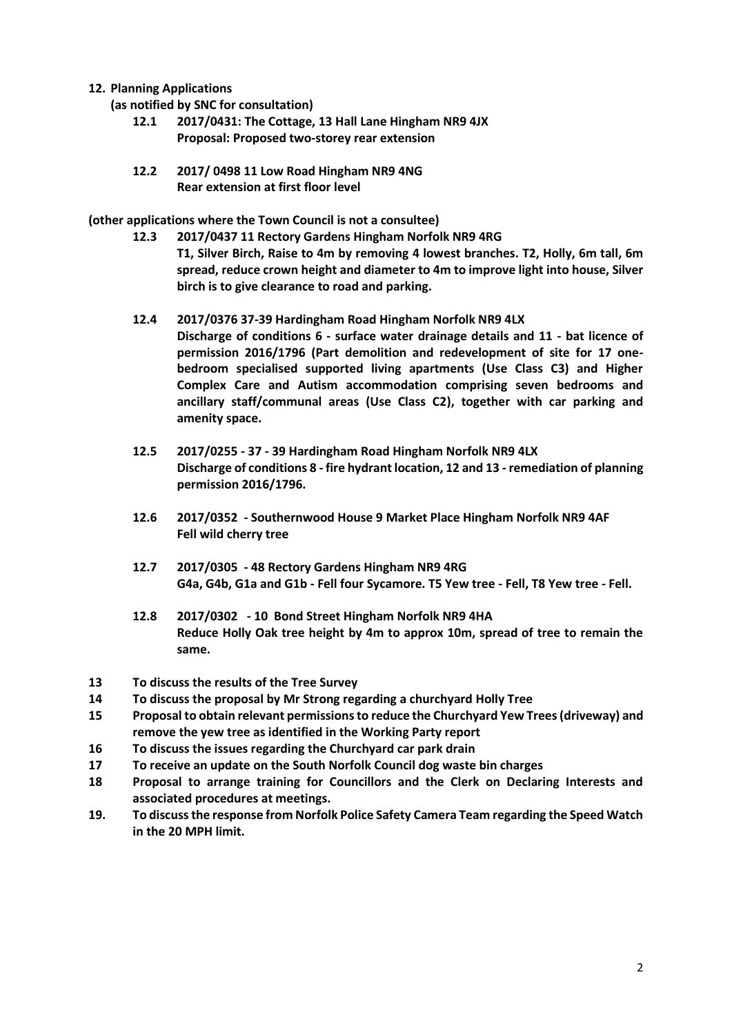**12. Planning Applications**

**(as notified by SNC for consultation)**

**12.1 2017/0431: The Cottage, 13 Hall Lane Hingham NR9 4JX**
**Proposal: Proposed two-storey rear extension**

**12.2 2017/ 0498 11 Low Road Hingham NR9 4NG**
**Rear extension at first floor level**

**(other applications where the Town Council is not a consultee)**

**12.3 2017/0437 11 Rectory Gardens Hingham Norfolk NR9 4RG**
**T1, Silver Birch, Raise to 4m by removing 4 lowest branches. T2, Holly, 6m tall, 6m spread, reduce crown height and diameter to 4m to improve light into house, Silver birch is to give clearance to road and parking.**

**12.4 2017/0376 37-39 Hardingham Road Hingham Norfolk NR9 4LX**
**Discharge of conditions 6 - surface water drainage details and 11 - bat licence of permission 2016/1796 (Part demolition and redevelopment of site for 17 one-bedroom specialised supported living apartments (Use Class C3) and Higher Complex Care and Autism accommodation comprising seven bedrooms and ancillary staff/communal areas (Use Class C2), together with car parking and amenity space.**

**12.5 2017/0255 - 37 - 39 Hardingham Road Hingham Norfolk NR9 4LX**
**Discharge of conditions 8 - fire hydrant location, 12 and 13 - remediation of planning permission 2016/1796.**

**12.6 2017/0352 - Southernwood House 9 Market Place Hingham Norfolk NR9 4AF**
**Fell wild cherry tree**

**12.7 2017/0305 - 48 Rectory Gardens Hingham NR9 4RG**
**G4a, G4b, G1a and G1b - Fell four Sycamore. T5 Yew tree - Fell, T8 Yew tree - Fell.**

**12.8 2017/0302 - 10 Bond Street Hingham Norfolk NR9 4HA**
**Reduce Holly Oak tree height by 4m to approx 10m, spread of tree to remain the same.**

**13 To discuss the results of the Tree Survey**

**14 To discuss the proposal by Mr Strong regarding a churchyard Holly Tree**

**15 Proposal to obtain relevant permissions to reduce the Churchyard Yew Trees (driveway) and remove the yew tree as identified in the Working Party report**

**16 To discuss the issues regarding the Churchyard car park drain**

**17 To receive an update on the South Norfolk Council dog waste bin charges**

**18 Proposal to arrange training for Councillors and the Clerk on Declaring Interests and associated procedures at meetings.**

**19. To discuss the response from Norfolk Police Safety Camera Team regarding the Speed Watch in the 20 MPH limit.**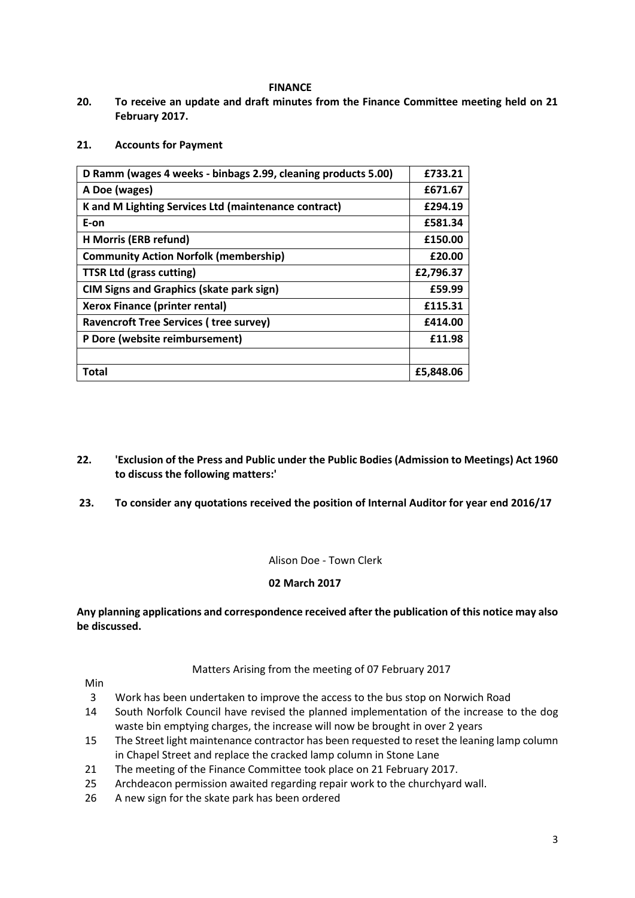**FINANCE**

**20. To receive an update and draft minutes from the Finance Committee meeting held on 21 February 2017.**

**21. Accounts for Payment**

| | |
|---|---|
| **D Ramm (wages 4 weeks - binbags 2.99, cleaning products 5.00)** | **£733.21** |
| **A Doe (wages)** | **£671.67** |
| **K and M Lighting Services Ltd (maintenance contract)** | **£294.19** |
| **E-on** | **£581.34** |
| **H Morris (ERB refund)** | **£150.00** |
| **Community Action Norfolk (membership)** | **£20.00** |
| **TTSR Ltd (grass cutting)** | **£2,796.37** |
| **CIM Signs and Graphics (skate park sign)** | **£59.99** |
| **Xerox Finance (printer rental)** | **£115.31** |
| **Ravencroft Tree Services ( tree survey)** | **£414.00** |
| **P Dore (website reimbursement)** | **£11.98** |
| | |
| **Total** | **£5,848.06** |

**22. 'Exclusion of the Press and Public under the Public Bodies (Admission to Meetings) Act 1960 to discuss the following matters:'**

**23. To consider any quotations received the position of Internal Auditor for year end 2016/17**

Alison Doe - Town Clerk

**02 March 2017**

**Any planning applications and correspondence received after the publication of this notice may also be discussed.**

Matters Arising from the meeting of 07 February 2017

Min

3 Work has been undertaken to improve the access to the bus stop on Norwich Road

14 South Norfolk Council have revised the planned implementation of the increase to the dog waste bin emptying charges, the increase will now be brought in over 2 years

15 The Street light maintenance contractor has been requested to reset the leaning lamp column in Chapel Street and replace the cracked lamp column in Stone Lane

21 The meeting of the Finance Committee took place on 21 February 2017.

25 Archdeacon permission awaited regarding repair work to the churchyard wall.

26 A new sign for the skate park has been ordered